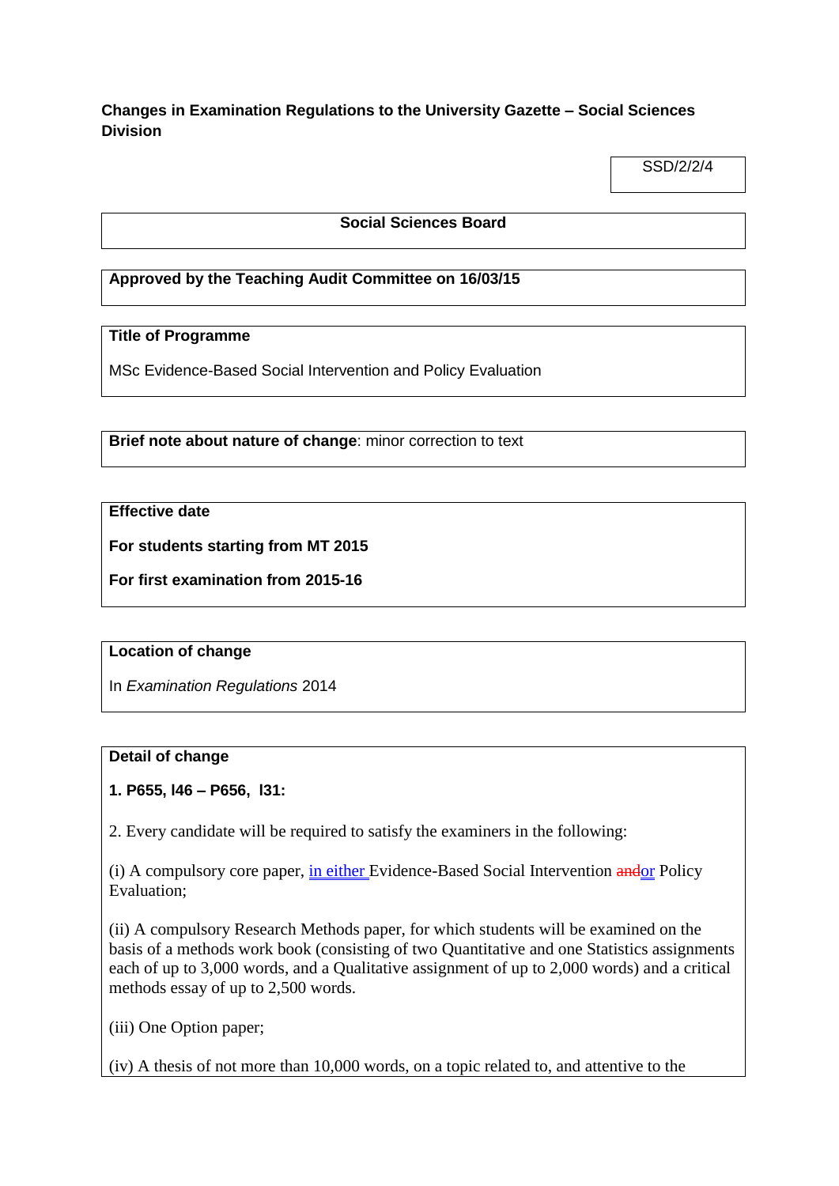**Changes in Examination Regulations to the University Gazette – Social Sciences Division**

SSD/2/2/4

**Social Sciences Board**

**Approved by the Teaching Audit Committee on 16/03/15**

**Title of Programme**

MSc Evidence-Based Social Intervention and Policy Evaluation

**Brief note about nature of change**: minor correction to text

**Effective date**

**For students starting from MT 2015**

**For first examination from 2015-16**

**Location of change**

In *Examination Regulations* 2014

**Detail of change**

**1. P655, l46 – P656, l31:**

2. Every candidate will be required to satisfy the examiners in the following:

(i) A compulsory core paper, in either Evidence-Based Social Intervention ~~and~~or Policy Evaluation;

(ii) A compulsory Research Methods paper, for which students will be examined on the basis of a methods work book (consisting of two Quantitative and one Statistics assignments each of up to 3,000 words, and a Qualitative assignment of up to 2,000 words) and a critical methods essay of up to 2,500 words.

(iii) One Option paper;

(iv) A thesis of not more than 10,000 words, on a topic related to, and attentive to the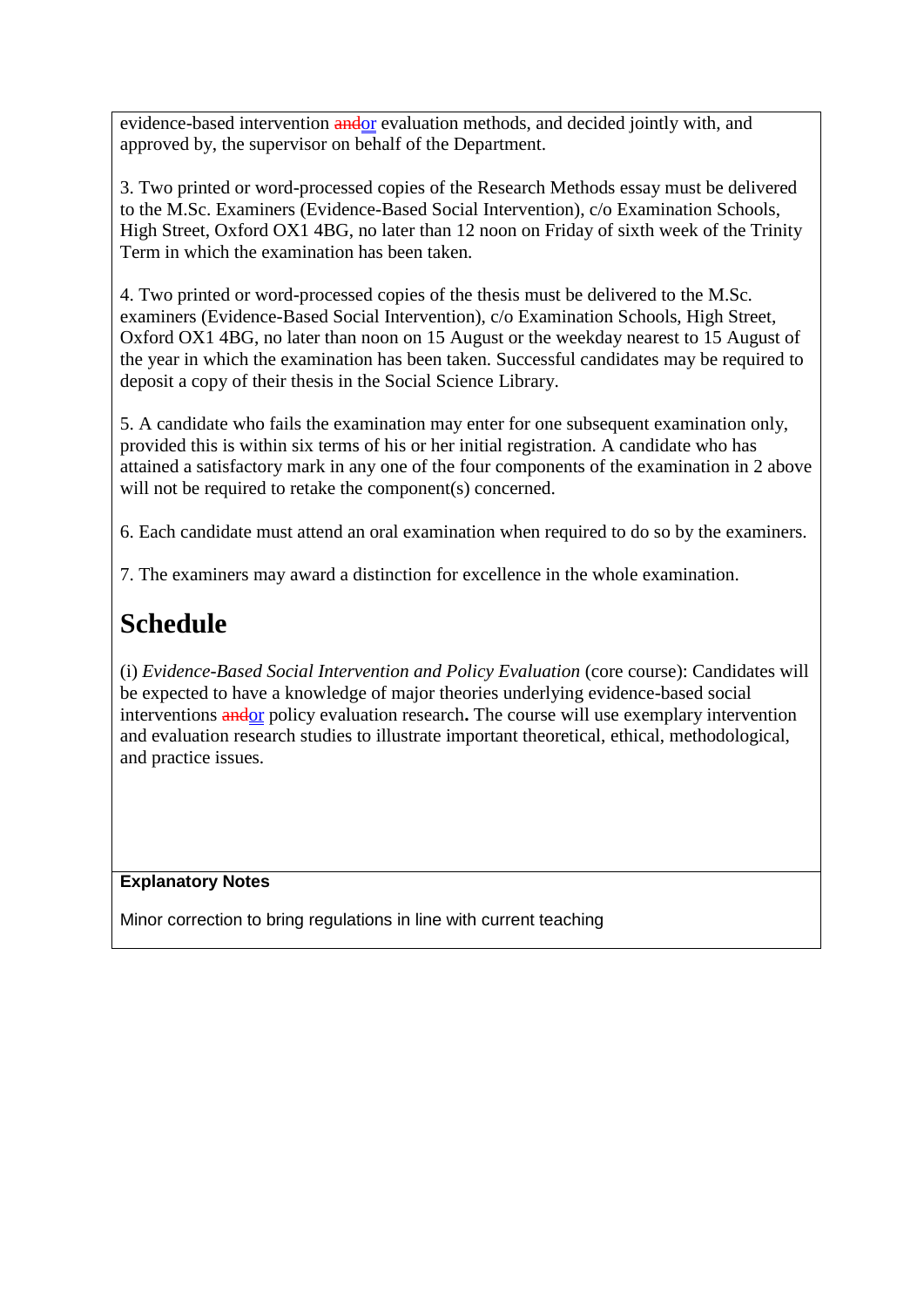evidence-based intervention ~~and~~or evaluation methods, and decided jointly with, and approved by, the supervisor on behalf of the Department.

3. Two printed or word-processed copies of the Research Methods essay must be delivered to the M.Sc. Examiners (Evidence-Based Social Intervention), c/o Examination Schools, High Street, Oxford OX1 4BG, no later than 12 noon on Friday of sixth week of the Trinity Term in which the examination has been taken.

4. Two printed or word-processed copies of the thesis must be delivered to the M.Sc. examiners (Evidence-Based Social Intervention), c/o Examination Schools, High Street, Oxford OX1 4BG, no later than noon on 15 August or the weekday nearest to 15 August of the year in which the examination has been taken. Successful candidates may be required to deposit a copy of their thesis in the Social Science Library.

5. A candidate who fails the examination may enter for one subsequent examination only, provided this is within six terms of his or her initial registration. A candidate who has attained a satisfactory mark in any one of the four components of the examination in 2 above will not be required to retake the component(s) concerned.

6. Each candidate must attend an oral examination when required to do so by the examiners.

7. The examiners may award a distinction for excellence in the whole examination.

# Schedule

(i) *Evidence-Based Social Intervention and Policy Evaluation* (core course): Candidates will be expected to have a knowledge of major theories underlying evidence-based social interventions ~~and~~or policy evaluation research**.** The course will use exemplary intervention and evaluation research studies to illustrate important theoretical, ethical, methodological, and practice issues.

**Explanatory Notes**

Minor correction to bring regulations in line with current teaching